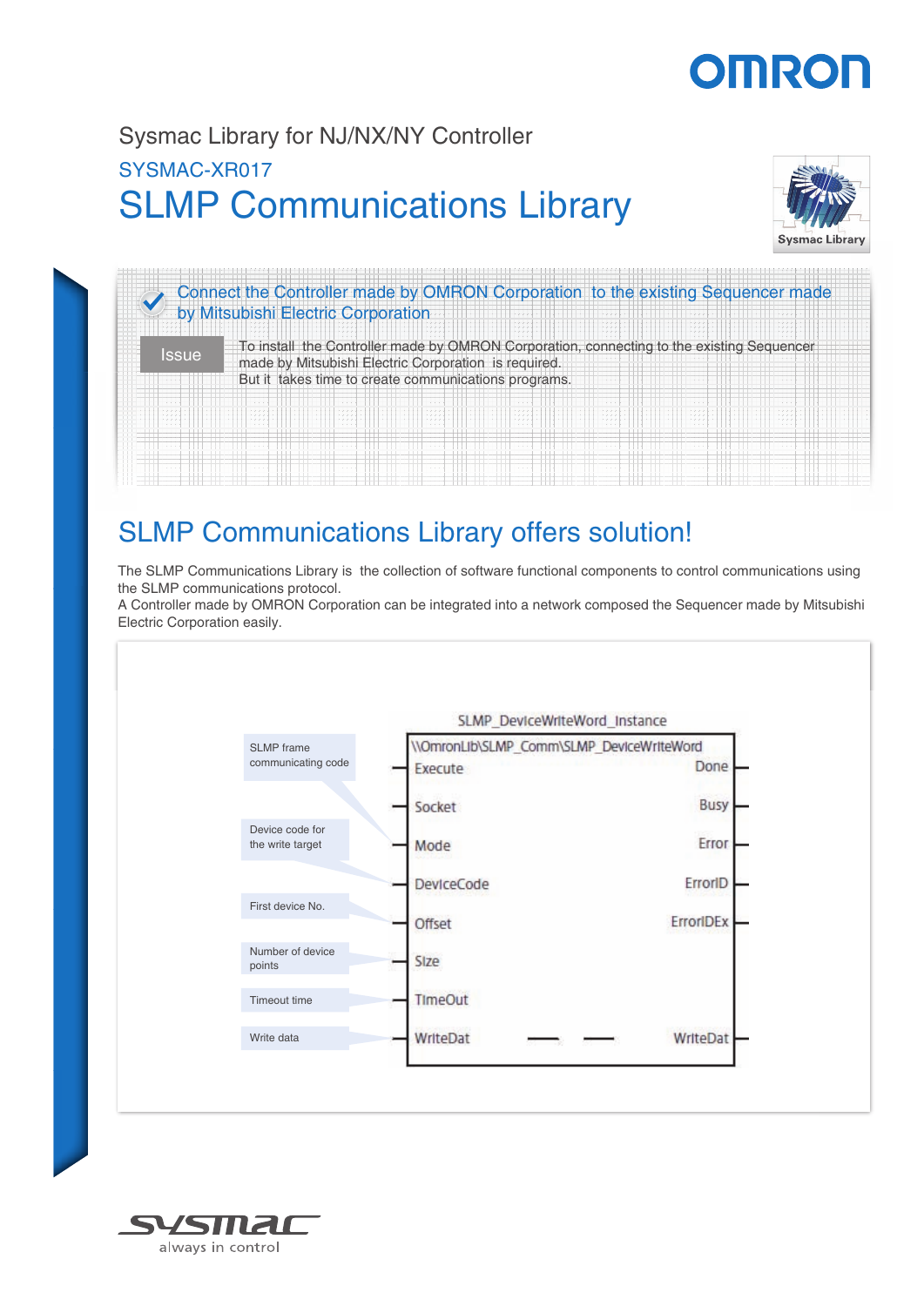Sysmac Library for NJ/NX/NY Controller

SYSMAC-XR017

# SLMP Communications Library

Sysmac Library

### Connect the Controller made by OMRON Corporation to the existing Sequencer made by Mitsubishi Electric Corporation

**Issue**

To install the Controller made by OMRON Corporation, connecting to the existing Sequencer made by Mitsubishi Electric Corporation is required.
But it takes time to create communications programs.

## SLMP Communications Library offers solution!

The SLMP Communications Library is the collection of software functional components to control communications using the SLMP communications protocol.
A Controller made by OMRON Corporation can be integrated into a network composed the Sequencer made by Mitsubishi Electric Corporation easily.

SLMP_DeviceWriteWord_Instance

\\OmronLib\SLMP_Comm\SLMP_DeviceWriteWord

| Description | Input | Output |
|---|---|---|
| | Execute | Done |
| | Socket | Busy |
| SLMP frame communicating code | Mode | Error |
| Device code for the write target | DeviceCode | ErrorID |
| First device No. | Offset | ErrorIDEx |
| Number of device points | Size | |
| Timeout time | TimeOut | |
| Write data | WriteDat | WriteDat |

sysmac

always in control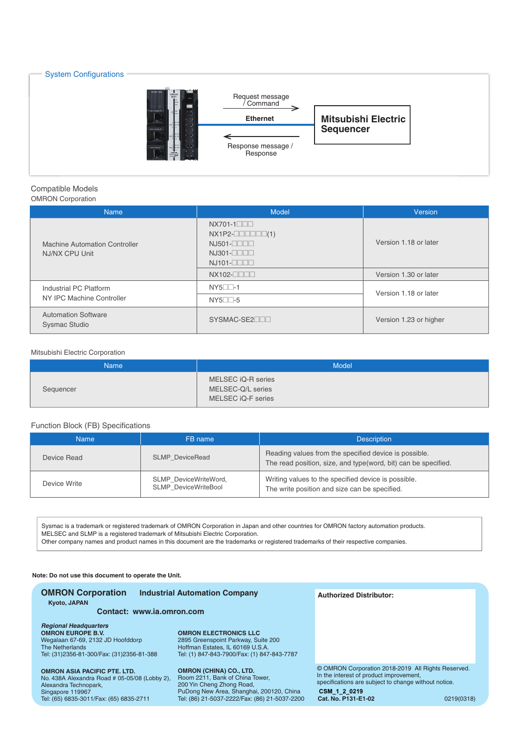## System Configurations

Request message / Command

Ethernet

Response message / Response

**Mitsubishi Electric Sequencer**

### Compatible Models

OMRON Corporation

| Name | Model | Version |
|---|---|---|
| Machine Automation Controller NJ/NX CPU Unit | NX701-1□□□<br>NX1P2-□□□□□□(1)<br>NJ501-□□□□<br>NJ301-□□□□<br>NJ101-□□□□ | Version 1.18 or later |
| | NX102-□□□□ | Version 1.30 or later |
| Industrial PC Platform NY IPC Machine Controller | NY5□□-1<br>NY5□□-5 | Version 1.18 or later |
| Automation Software Sysmac Studio | SYSMAC-SE2□□□ | Version 1.23 or higher |

Mitsubishi Electric Corporation

| Name | Model |
|---|---|
| Sequencer | MELSEC iQ-R series<br>MELSEC-Q/L series<br>MELSEC iQ-F series |

### Function Block (FB) Specifications

| Name | FB name | Description |
|---|---|---|
| Device Read | SLMP_DeviceRead | Reading values from the specified device is possible.<br>The read position, size, and type(word, bit) can be specified. |
| Device Write | SLMP_DeviceWriteWord,<br>SLMP_DeviceWriteBool | Writing values to the specified device is possible.<br>The write position and size can be specified. |

Sysmac is a trademark or registered trademark of OMRON Corporation in Japan and other countries for OMRON factory automation products.
MELSEC and SLMP is a registered trademark of Mitsubishi Electric Corporation.
Other company names and product names in this document are the trademarks or registered trademarks of their respective companies.

**Note: Do not use this document to operate the Unit.**

**OMRON Corporation** **Industrial Automation Company**
**Kyoto, JAPAN**

**Contact: www.ia.omron.com**

***Regional Headquarters***

**OMRON EUROPE B.V.**
Wegalaan 67-69, 2132 JD Hoofddorp
The Netherlands
Tel: (31)2356-81-300/Fax: (31)2356-81-388

**OMRON ELECTRONICS LLC**
2895 Greenspoint Parkway, Suite 200
Hoffman Estates, IL 60169 U.S.A.
Tel: (1) 847-843-7900/Fax: (1) 847-843-7787

**OMRON ASIA PACIFIC PTE. LTD.**
No. 438A Alexandra Road # 05-05/08 (Lobby 2),
Alexandra Technopark,
Singapore 119967
Tel: (65) 6835-3011/Fax: (65) 6835-2711

**OMRON (CHINA) CO., LTD.**
Room 2211, Bank of China Tower,
200 Yin Cheng Zhong Road,
PuDong New Area, Shanghai, 200120, China
Tel: (86) 21-5037-2222/Fax: (86) 21-5037-2200

**Authorized Distributor:**

© OMRON Corporation 2018-2019 All Rights Reserved.
In the interest of product improvement,
specifications are subject to change without notice.

**CSM_1_2_0219**
**Cat. No. P131-E1-02** 0219(0318)